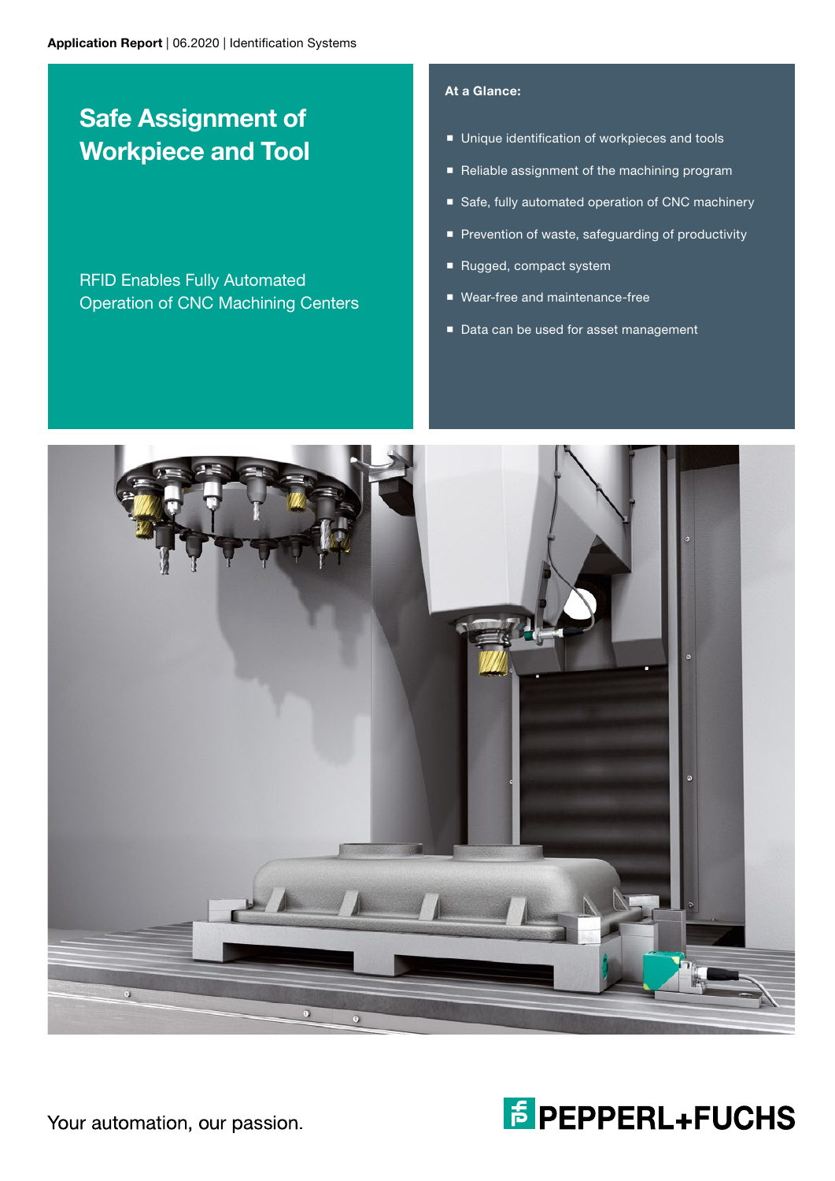Application Report | 06.2020 | Identification Systems

# Safe Assignment of Workpiece and Tool

RFID Enables Fully Automated Operation of CNC Machining Centers

**At a Glance:**

- Unique identification of workpieces and tools
- Reliable assignment of the machining program
- Safe, fully automated operation of CNC machinery
- Prevention of waste, safeguarding of productivity
- Rugged, compact system
- Wear-free and maintenance-free
- Data can be used for asset management

Your automation, our passion.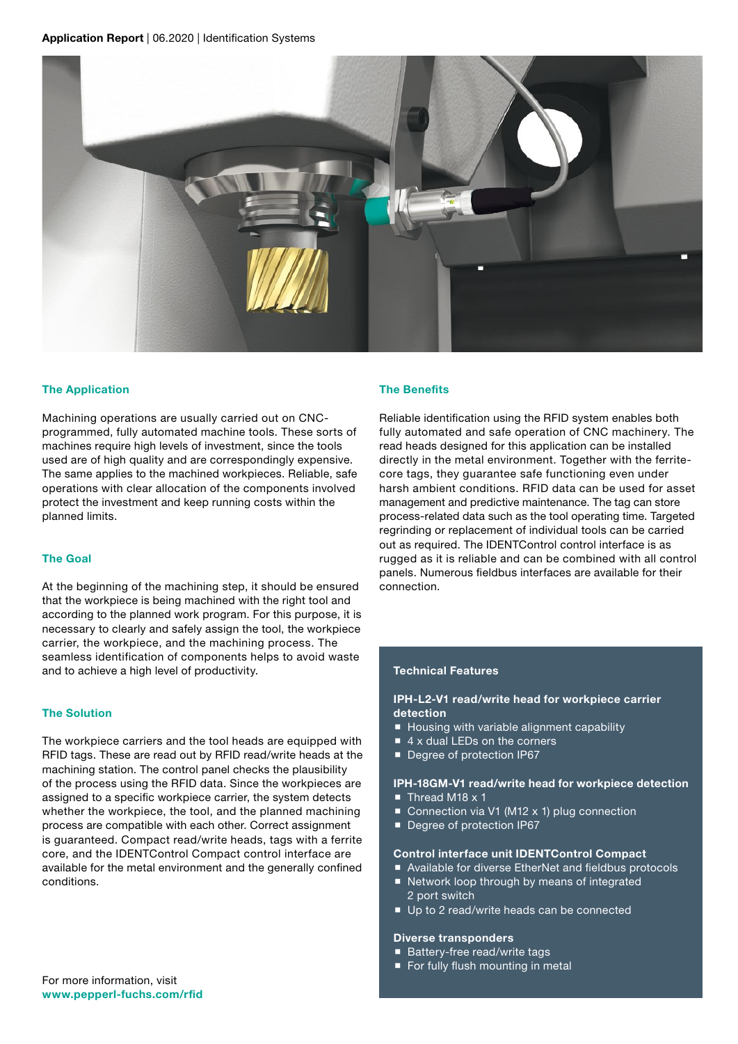## The Application

Machining operations are usually carried out on CNC-programmed, fully automated machine tools. These sorts of machines require high levels of investment, since the tools used are of high quality and are correspondingly expensive. The same applies to the machined workpieces. Reliable, safe operations with clear allocation of the components involved protect the investment and keep running costs within the planned limits.

## The Goal

At the beginning of the machining step, it should be ensured that the workpiece is being machined with the right tool and according to the planned work program. For this purpose, it is necessary to clearly and safely assign the tool, the workpiece carrier, the workpiece, and the machining process. The seamless identification of components helps to avoid waste and to achieve a high level of productivity.

## The Solution

The workpiece carriers and the tool heads are equipped with RFID tags. These are read out by RFID read/write heads at the machining station. The control panel checks the plausibility of the process using the RFID data. Since the workpieces are assigned to a specific workpiece carrier, the system detects whether the workpiece, the tool, and the planned machining process are compatible with each other. Correct assignment is guaranteed. Compact read/write heads, tags with a ferrite core, and the IDENTControl Compact control interface are available for the metal environment and the generally confined conditions.

For more information, visit
**www.pepperl-fuchs.com/rfid**

## The Benefits

Reliable identification using the RFID system enables both fully automated and safe operation of CNC machinery. The read heads designed for this application can be installed directly in the metal environment. Together with the ferrite-core tags, they guarantee safe functioning even under harsh ambient conditions. RFID data can be used for asset management and predictive maintenance. The tag can store process-related data such as the tool operating time. Targeted regrinding or replacement of individual tools can be carried out as required. The IDENTControl control interface is as rugged as it is reliable and can be combined with all control panels. Numerous fieldbus interfaces are available for their connection.

## Technical Features

**IPH-L2-V1 read/write head for workpiece carrier detection**

- Housing with variable alignment capability
- 4 x dual LEDs on the corners
- Degree of protection IP67

**IPH-18GM-V1 read/write head for workpiece detection**

- Thread M18 x 1
- Connection via V1 (M12 x 1) plug connection
- Degree of protection IP67

**Control interface unit IDENTControl Compact**

- Available for diverse EtherNet and fieldbus protocols
- Network loop through by means of integrated 2 port switch
- Up to 2 read/write heads can be connected

**Diverse transponders**

- Battery-free read/write tags
- For fully flush mounting in metal